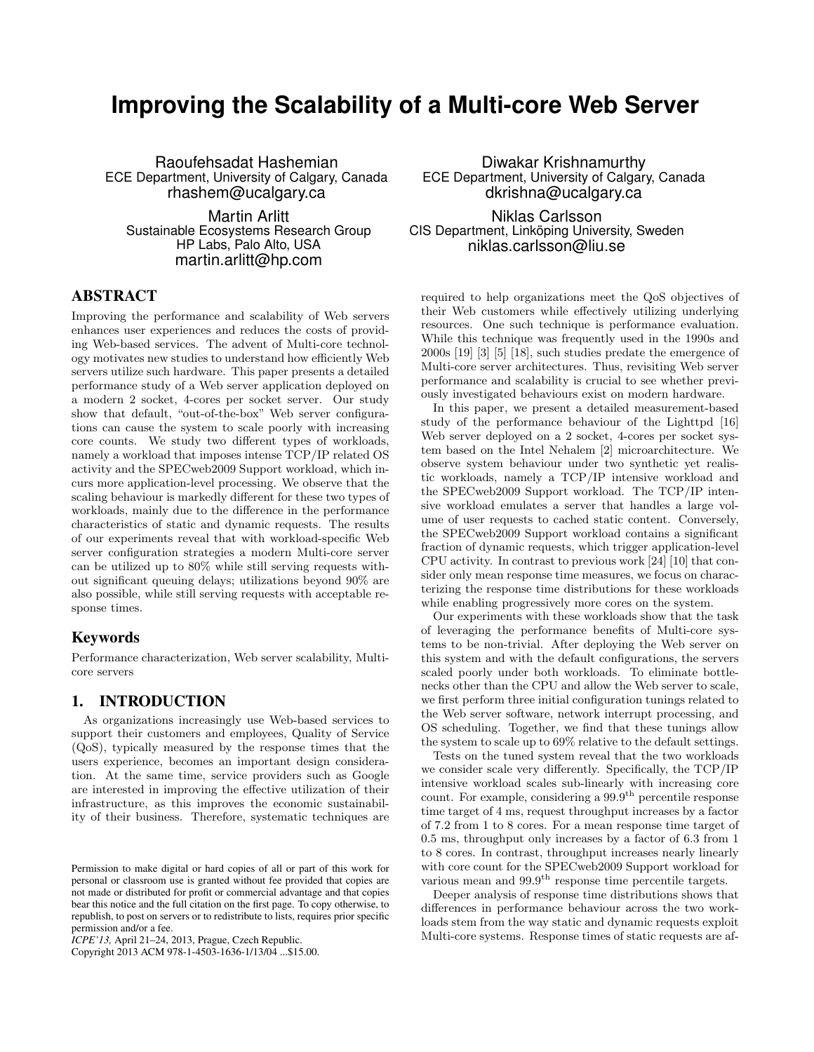# Improving the Scalability of a Multi-core Web Server

Raoufehsadat Hashemian
ECE Department, University of Calgary, Canada
rhashem@ucalgary.ca

Diwakar Krishnamurthy
ECE Department, University of Calgary, Canada
dkrishna@ucalgary.ca

Martin Arlitt
Sustainable Ecosystems Research Group
HP Labs, Palo Alto, USA
martin.arlitt@hp.com

Niklas Carlsson
CIS Department, Linköping University, Sweden
niklas.carlsson@liu.se

## ABSTRACT

Improving the performance and scalability of Web servers enhances user experiences and reduces the costs of providing Web-based services. The advent of Multi-core technology motivates new studies to understand how efficiently Web servers utilize such hardware. This paper presents a detailed performance study of a Web server application deployed on a modern 2 socket, 4-cores per socket server. Our study show that default, "out-of-the-box" Web server configurations can cause the system to scale poorly with increasing core counts. We study two different types of workloads, namely a workload that imposes intense TCP/IP related OS activity and the SPECweb2009 Support workload, which incurs more application-level processing. We observe that the scaling behaviour is markedly different for these two types of workloads, mainly due to the difference in the performance characteristics of static and dynamic requests. The results of our experiments reveal that with workload-specific Web server configuration strategies a modern Multi-core server can be utilized up to 80% while still serving requests without significant queuing delays; utilizations beyond 90% are also possible, while still serving requests with acceptable response times.

## Keywords

Performance characterization, Web server scalability, Multi-core servers

## 1. INTRODUCTION

As organizations increasingly use Web-based services to support their customers and employees, Quality of Service (QoS), typically measured by the response times that the users experience, becomes an important design consideration. At the same time, service providers such as Google are interested in improving the effective utilization of their infrastructure, as this improves the economic sustainability of their business. Therefore, systematic techniques are required to help organizations meet the QoS objectives of their Web customers while effectively utilizing underlying resources. One such technique is performance evaluation. While this technique was frequently used in the 1990s and 2000s [19] [3] [5] [18], such studies predate the emergence of Multi-core server architectures. Thus, revisiting Web server performance and scalability is crucial to see whether previously investigated behaviours exist on modern hardware.

Permission to make digital or hard copies of all or part of this work for personal or classroom use is granted without fee provided that copies are not made or distributed for profit or commercial advantage and that copies bear this notice and the full citation on the first page. To copy otherwise, to republish, to post on servers or to redistribute to lists, requires prior specific permission and/or a fee.
*ICPE'13,* April 21–24, 2013, Prague, Czech Republic.
Copyright 2013 ACM 978-1-4503-1636-1/13/04 ...$15.00.

In this paper, we present a detailed measurement-based study of the performance behaviour of the Lighttpd [16] Web server deployed on a 2 socket, 4-cores per socket system based on the Intel Nehalem [2] microarchitecture. We observe system behaviour under two synthetic yet realistic workloads, namely a TCP/IP intensive workload and the SPECweb2009 Support workload. The TCP/IP intensive workload emulates a server that handles a large volume of user requests to cached static content. Conversely, the SPECweb2009 Support workload contains a significant fraction of dynamic requests, which trigger application-level CPU activity. In contrast to previous work [24] [10] that consider only mean response time measures, we focus on characterizing the response time distributions for these workloads while enabling progressively more cores on the system.

Our experiments with these workloads show that the task of leveraging the performance benefits of Multi-core systems to be non-trivial. After deploying the Web server on this system and with the default configurations, the servers scaled poorly under both workloads. To eliminate bottlenecks other than the CPU and allow the Web server to scale, we first perform three initial configuration tunings related to the Web server software, network interrupt processing, and OS scheduling. Together, we find that these tunings allow the system to scale up to 69% relative to the default settings.

Tests on the tuned system reveal that the two workloads we consider scale very differently. Specifically, the TCP/IP intensive workload scales sub-linearly with increasing core count. For example, considering a 99.9$^{\text{th}}$ percentile response time target of 4 ms, request throughput increases by a factor of 7.2 from 1 to 8 cores. For a mean response time target of 0.5 ms, throughput only increases by a factor of 6.3 from 1 to 8 cores. In contrast, throughput increases nearly linearly with core count for the SPECweb2009 Support workload for various mean and 99.9$^{\text{th}}$ response time percentile targets.

Deeper analysis of response time distributions shows that differences in performance behaviour across the two workloads stem from the way static and dynamic requests exploit Multi-core systems. Response times of static requests are af-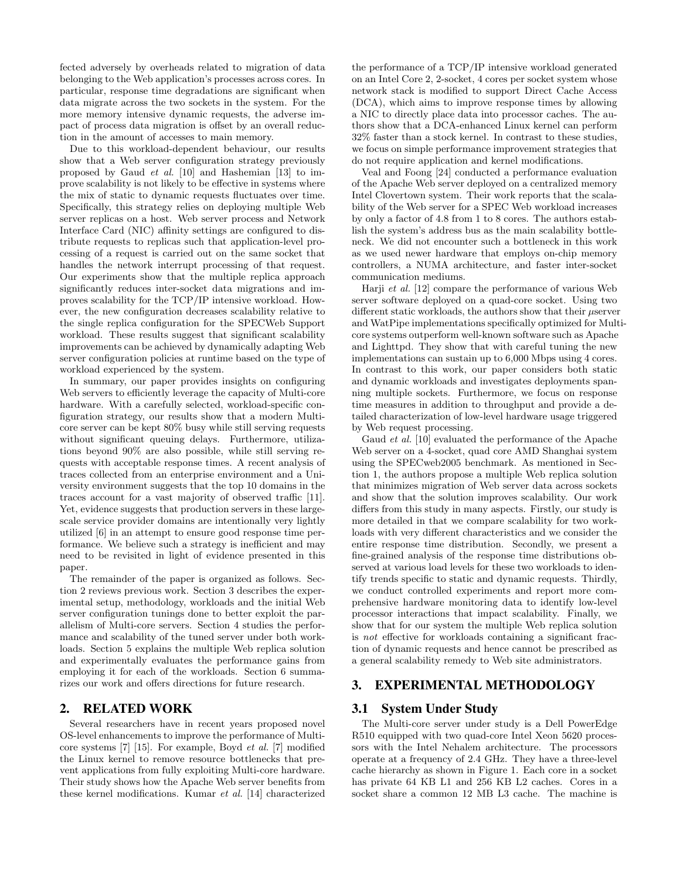fected adversely by overheads related to migration of data belonging to the Web application's processes across cores. In particular, response time degradations are significant when data migrate across the two sockets in the system. For the more memory intensive dynamic requests, the adverse impact of process data migration is offset by an overall reduction in the amount of accesses to main memory.

Due to this workload-dependent behaviour, our results show that a Web server configuration strategy previously proposed by Gaud *et al.* [10] and Hashemian [13] to improve scalability is not likely to be effective in systems where the mix of static to dynamic requests fluctuates over time. Specifically, this strategy relies on deploying multiple Web server replicas on a host. Web server process and Network Interface Card (NIC) affinity settings are configured to distribute requests to replicas such that application-level processing of a request is carried out on the same socket that handles the network interrupt processing of that request. Our experiments show that the multiple replica approach significantly reduces inter-socket data migrations and improves scalability for the TCP/IP intensive workload. However, the new configuration decreases scalability relative to the single replica configuration for the SPECWeb Support workload. These results suggest that significant scalability improvements can be achieved by dynamically adapting Web server configuration policies at runtime based on the type of workload experienced by the system.

In summary, our paper provides insights on configuring Web servers to efficiently leverage the capacity of Multi-core hardware. With a carefully selected, workload-specific configuration strategy, our results show that a modern Multi-core server can be kept 80% busy while still serving requests without significant queuing delays. Furthermore, utilizations beyond 90% are also possible, while still serving requests with acceptable response times. A recent analysis of traces collected from an enterprise environment and a University environment suggests that the top 10 domains in the traces account for a vast majority of observed traffic [11]. Yet, evidence suggests that production servers in these large-scale service provider domains are intentionally very lightly utilized [6] in an attempt to ensure good response time performance. We believe such a strategy is inefficient and may need to be revisited in light of evidence presented in this paper.

The remainder of the paper is organized as follows. Section 2 reviews previous work. Section 3 describes the experimental setup, methodology, workloads and the initial Web server configuration tunings done to better exploit the parallelism of Multi-core servers. Section 4 studies the performance and scalability of the tuned server under both workloads. Section 5 explains the multiple Web replica solution and experimentally evaluates the performance gains from employing it for each of the workloads. Section 6 summarizes our work and offers directions for future research.

## 2. RELATED WORK

Several researchers have in recent years proposed novel OS-level enhancements to improve the performance of Multi-core systems [7] [15]. For example, Boyd *et al.* [7] modified the Linux kernel to remove resource bottlenecks that prevent applications from fully exploiting Multi-core hardware. Their study shows how the Apache Web server benefits from these kernel modifications. Kumar *et al.* [14] characterized the performance of a TCP/IP intensive workload generated on an Intel Core 2, 2-socket, 4 cores per socket system whose network stack is modified to support Direct Cache Access (DCA), which aims to improve response times by allowing a NIC to directly place data into processor caches. The authors show that a DCA-enhanced Linux kernel can perform 32% faster than a stock kernel. In contrast to these studies, we focus on simple performance improvement strategies that do not require application and kernel modifications.

Veal and Foong [24] conducted a performance evaluation of the Apache Web server deployed on a centralized memory Intel Clovertown system. Their work reports that the scalability of the Web server for a SPEC Web workload increases by only a factor of 4.8 from 1 to 8 cores. The authors establish the system's address bus as the main scalability bottleneck. We did not encounter such a bottleneck in this work as we used newer hardware that employs on-chip memory controllers, a NUMA architecture, and faster inter-socket communication mediums.

Harji *et al.* [12] compare the performance of various Web server software deployed on a quad-core socket. Using two different static workloads, the authors show that their μserver and WatPipe implementations specifically optimized for Multi-core systems outperform well-known software such as Apache and Lighttpd. They show that with careful tuning the new implementations can sustain up to 6,000 Mbps using 4 cores. In contrast to this work, our paper considers both static and dynamic workloads and investigates deployments spanning multiple sockets. Furthermore, we focus on response time measures in addition to throughput and provide a detailed characterization of low-level hardware usage triggered by Web request processing.

Gaud *et al.* [10] evaluated the performance of the Apache Web server on a 4-socket, quad core AMD Shanghai system using the SPECweb2005 benchmark. As mentioned in Section 1, the authors propose a multiple Web replica solution that minimizes migration of Web server data across sockets and show that the solution improves scalability. Our work differs from this study in many aspects. Firstly, our study is more detailed in that we compare scalability for two workloads with very different characteristics and we consider the entire response time distribution. Secondly, we present a fine-grained analysis of the response time distributions observed at various load levels for these two workloads to identify trends specific to static and dynamic requests. Thirdly, we conduct controlled experiments and report more comprehensive hardware monitoring data to identify low-level processor interactions that impact scalability. Finally, we show that for our system the multiple Web replica solution is *not* effective for workloads containing a significant fraction of dynamic requests and hence cannot be prescribed as a general scalability remedy to Web site administrators.

## 3. EXPERIMENTAL METHODOLOGY

### 3.1 System Under Study

The Multi-core server under study is a Dell PowerEdge R510 equipped with two quad-core Intel Xeon 5620 processors with the Intel Nehalem architecture. The processors operate at a frequency of 2.4 GHz. They have a three-level cache hierarchy as shown in Figure 1. Each core in a socket has private 64 KB L1 and 256 KB L2 caches. Cores in a socket share a common 12 MB L3 cache. The machine is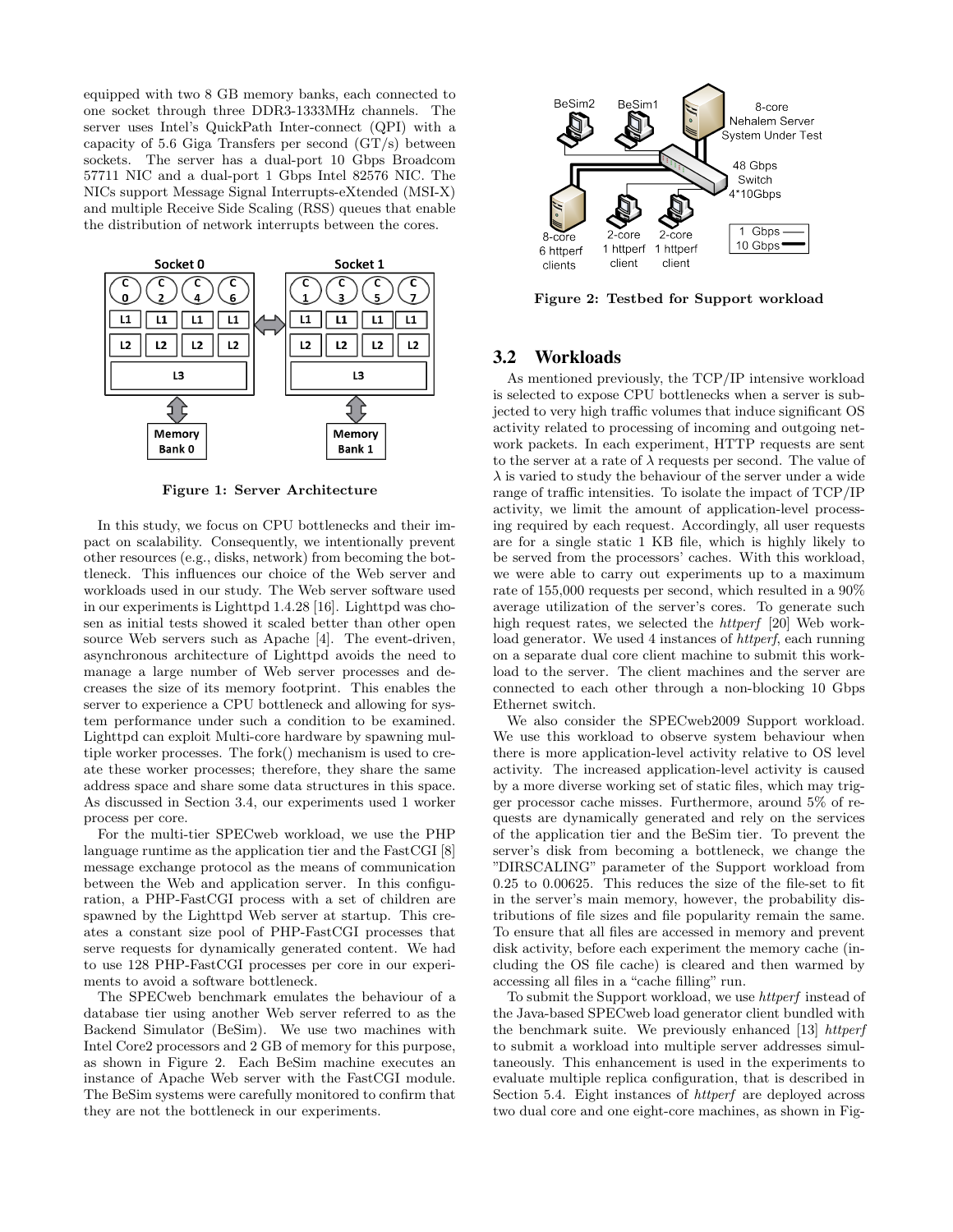equipped with two 8 GB memory banks, each connected to one socket through three DDR3-1333MHz channels. The server uses Intel's QuickPath Inter-connect (QPI) with a capacity of 5.6 Giga Transfers per second (GT/s) between sockets. The server has a dual-port 10 Gbps Broadcom 57711 NIC and a dual-port 1 Gbps Intel 82576 NIC. The NICs support Message Signal Interrupts-eXtended (MSI-X) and multiple Receive Side Scaling (RSS) queues that enable the distribution of network interrupts between the cores.

**Figure 1: Server Architecture**

In this study, we focus on CPU bottlenecks and their impact on scalability. Consequently, we intentionally prevent other resources (e.g., disks, network) from becoming the bottleneck. This influences our choice of the Web server and workloads used in our study. The Web server software used in our experiments is Lighttpd 1.4.28 [16]. Lighttpd was chosen as initial tests showed it scaled better than other open source Web servers such as Apache [4]. The event-driven, asynchronous architecture of Lighttpd avoids the need to manage a large number of Web server processes and decreases the size of its memory footprint. This enables the server to experience a CPU bottleneck and allowing for system performance under such a condition to be examined. Lighttpd can exploit Multi-core hardware by spawning multiple worker processes. The fork() mechanism is used to create these worker processes; therefore, they share the same address space and share some data structures in this space. As discussed in Section 3.4, our experiments used 1 worker process per core.

For the multi-tier SPECweb workload, we use the PHP language runtime as the application tier and the FastCGI [8] message exchange protocol as the means of communication between the Web and application server. In this configuration, a PHP-FastCGI process with a set of children are spawned by the Lighttpd Web server at startup. This creates a constant size pool of PHP-FastCGI processes that serve requests for dynamically generated content. We had to use 128 PHP-FastCGI processes per core in our experiments to avoid a software bottleneck.

The SPECweb benchmark emulates the behaviour of a database tier using another Web server referred to as the Backend Simulator (BeSim). We use two machines with Intel Core2 processors and 2 GB of memory for this purpose, as shown in Figure 2. Each BeSim machine executes an instance of Apache Web server with the FastCGI module. The BeSim systems were carefully monitored to confirm that they are not the bottleneck in our experiments.

**Figure 2: Testbed for Support workload**

## 3.2 Workloads

As mentioned previously, the TCP/IP intensive workload is selected to expose CPU bottlenecks when a server is subjected to very high traffic volumes that induce significant OS activity related to processing of incoming and outgoing network packets. In each experiment, HTTP requests are sent to the server at a rate of $\lambda$ requests per second. The value of $\lambda$ is varied to study the behaviour of the server under a wide range of traffic intensities. To isolate the impact of TCP/IP activity, we limit the amount of application-level processing required by each request. Accordingly, all user requests are for a single static 1 KB file, which is highly likely to be served from the processors' caches. With this workload, we were able to carry out experiments up to a maximum rate of 155,000 requests per second, which resulted in a 90% average utilization of the server's cores. To generate such high request rates, we selected the *httperf* [20] Web workload generator. We used 4 instances of *httperf*, each running on a separate dual core client machine to submit this workload to the server. The client machines and the server are connected to each other through a non-blocking 10 Gbps Ethernet switch.

We also consider the SPECweb2009 Support workload. We use this workload to observe system behaviour when there is more application-level activity relative to OS level activity. The increased application-level activity is caused by a more diverse working set of static files, which may trigger processor cache misses. Furthermore, around 5% of requests are dynamically generated and rely on the services of the application tier and the BeSim tier. To prevent the server's disk from becoming a bottleneck, we change the "DIRSCALING" parameter of the Support workload from 0.25 to 0.00625. This reduces the size of the file-set to fit in the server's main memory, however, the probability distributions of file sizes and file popularity remain the same. To ensure that all files are accessed in memory and prevent disk activity, before each experiment the memory cache (including the OS file cache) is cleared and then warmed by accessing all files in a "cache filling" run.

To submit the Support workload, we use *httperf* instead of the Java-based SPECweb load generator client bundled with the benchmark suite. We previously enhanced [13] *httperf* to submit a workload into multiple server addresses simultaneously. This enhancement is used in the experiments to evaluate multiple replica configuration, that is described in Section 5.4. Eight instances of *httperf* are deployed across two dual core and one eight-core machines, as shown in Fig-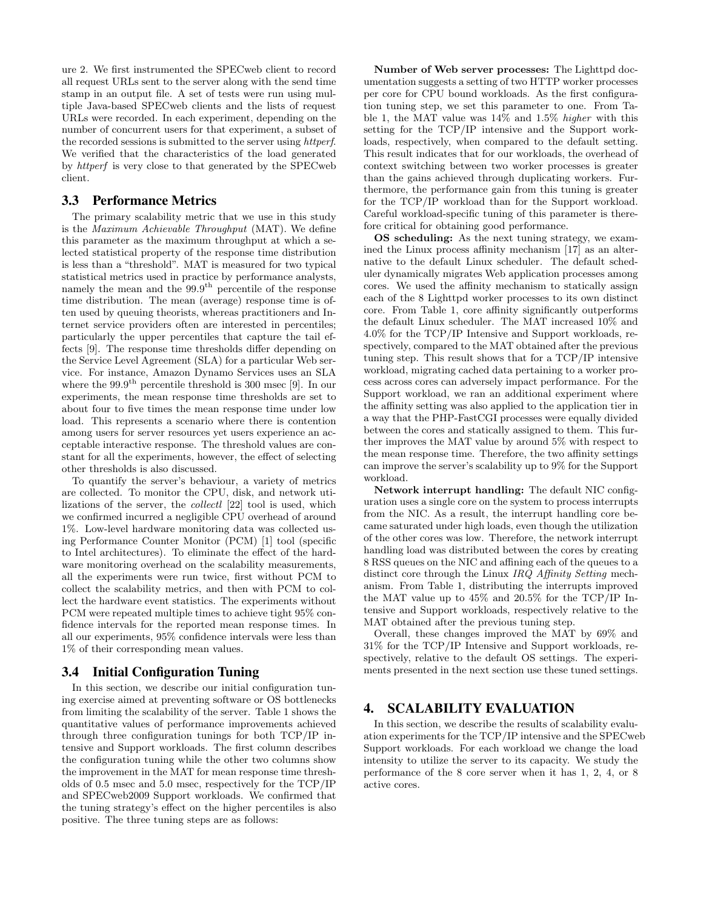ure 2. We first instrumented the SPECweb client to record all request URLs sent to the server along with the send time stamp in an output file. A set of tests were run using multiple Java-based SPECweb clients and the lists of request URLs were recorded. In each experiment, depending on the number of concurrent users for that experiment, a subset of the recorded sessions is submitted to the server using *httperf*. We verified that the characteristics of the load generated by *httperf* is very close to that generated by the SPECweb client.

### 3.3 Performance Metrics

The primary scalability metric that we use in this study is the *Maximum Achievable Throughput* (MAT). We define this parameter as the maximum throughput at which a selected statistical property of the response time distribution is less than a "threshold". MAT is measured for two typical statistical metrics used in practice by performance analysts, namely the mean and the $99.9^{\text{th}}$ percentile of the response time distribution. The mean (average) response time is often used by queuing theorists, whereas practitioners and Internet service providers often are interested in percentiles; particularly the upper percentiles that capture the tail effects [9]. The response time thresholds differ depending on the Service Level Agreement (SLA) for a particular Web service. For instance, Amazon Dynamo Services uses an SLA where the $99.9^{\text{th}}$ percentile threshold is 300 msec [9]. In our experiments, the mean response time thresholds are set to about four to five times the mean response time under low load. This represents a scenario where there is contention among users for server resources yet users experience an acceptable interactive response. The threshold values are constant for all the experiments, however, the effect of selecting other thresholds is also discussed.

To quantify the server's behaviour, a variety of metrics are collected. To monitor the CPU, disk, and network utilizations of the server, the *collectl* [22] tool is used, which we confirmed incurred a negligible CPU overhead of around 1%. Low-level hardware monitoring data was collected using Performance Counter Monitor (PCM) [1] tool (specific to Intel architectures). To eliminate the effect of the hardware monitoring overhead on the scalability measurements, all the experiments were run twice, first without PCM to collect the scalability metrics, and then with PCM to collect the hardware event statistics. The experiments without PCM were repeated multiple times to achieve tight 95% confidence intervals for the reported mean response times. In all our experiments, 95% confidence intervals were less than 1% of their corresponding mean values.

### 3.4 Initial Configuration Tuning

In this section, we describe our initial configuration tuning exercise aimed at preventing software or OS bottlenecks from limiting the scalability of the server. Table 1 shows the quantitative values of performance improvements achieved through three configuration tunings for both TCP/IP intensive and Support workloads. The first column describes the configuration tuning while the other two columns show the improvement in the MAT for mean response time thresholds of 0.5 msec and 5.0 msec, respectively for the TCP/IP and SPECweb2009 Support workloads. We confirmed that the tuning strategy's effect on the higher percentiles is also positive. The three tuning steps are as follows:

**Number of Web server processes:** The Lighttpd documentation suggests a setting of two HTTP worker processes per core for CPU bound workloads. As the first configuration tuning step, we set this parameter to one. From Table 1, the MAT value was 14% and 1.5% *higher* with this setting for the TCP/IP intensive and the Support workloads, respectively, when compared to the default setting. This result indicates that for our workloads, the overhead of context switching between two worker processes is greater than the gains achieved through duplicating workers. Furthermore, the performance gain from this tuning is greater for the TCP/IP workload than for the Support workload. Careful workload-specific tuning of this parameter is therefore critical for obtaining good performance.

**OS scheduling:** As the next tuning strategy, we examined the Linux process affinity mechanism [17] as an alternative to the default Linux scheduler. The default scheduler dynamically migrates Web application processes among cores. We used the affinity mechanism to statically assign each of the 8 Lighttpd worker processes to its own distinct core. From Table 1, core affinity significantly outperforms the default Linux scheduler. The MAT increased 10% and 4.0% for the TCP/IP Intensive and Support workloads, respectively, compared to the MAT obtained after the previous tuning step. This result shows that for a TCP/IP intensive workload, migrating cached data pertaining to a worker process across cores can adversely impact performance. For the Support workload, we ran an additional experiment where the affinity setting was also applied to the application tier in a way that the PHP-FastCGI processes were equally divided between the cores and statically assigned to them. This further improves the MAT value by around 5% with respect to the mean response time. Therefore, the two affinity settings can improve the server's scalability up to 9% for the Support workload.

**Network interrupt handling:** The default NIC configuration uses a single core on the system to process interrupts from the NIC. As a result, the interrupt handling core became saturated under high loads, even though the utilization of the other cores was low. Therefore, the network interrupt handling load was distributed between the cores by creating 8 RSS queues on the NIC and affining each of the queues to a distinct core through the Linux *IRQ Affinity Setting* mechanism. From Table 1, distributing the interrupts improved the MAT value up to 45% and 20.5% for the TCP/IP Intensive and Support workloads, respectively relative to the MAT obtained after the previous tuning step.

Overall, these changes improved the MAT by 69% and 31% for the TCP/IP Intensive and Support workloads, respectively, relative to the default OS settings. The experiments presented in the next section use these tuned settings.

## 4. SCALABILITY EVALUATION

In this section, we describe the results of scalability evaluation experiments for the TCP/IP intensive and the SPECweb Support workloads. For each workload we change the load intensity to utilize the server to its capacity. We study the performance of the 8 core server when it has 1, 2, 4, or 8 active cores.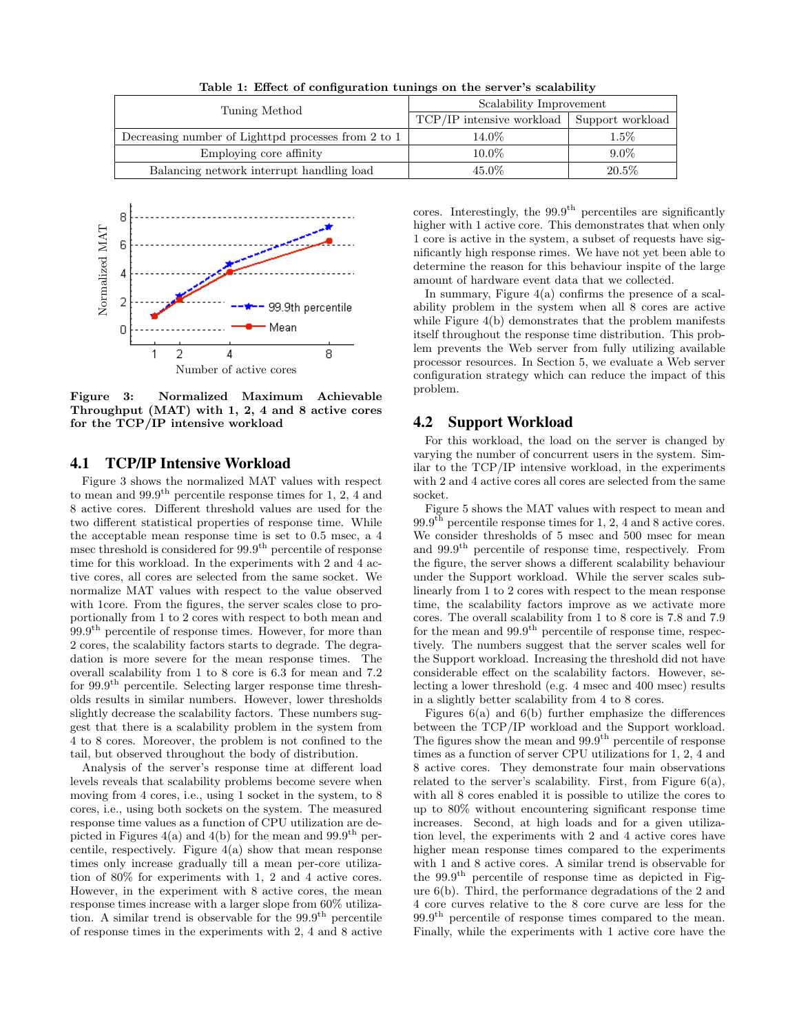**Table 1: Effect of configuration tunings on the server's scalability**

| Tuning Method | Scalability Improvement | |
|---|---|---|
| | TCP/IP intensive workload | Support workload |
| Decreasing number of Lighttpd processes from 2 to 1 | 14.0% | 1.5% |
| Employing core affinity | 10.0% | 9.0% |
| Balancing network interrupt handling load | 45.0% | 20.5% |

**Figure 3: Normalized Maximum Achievable Throughput (MAT) with 1, 2, 4 and 8 active cores for the TCP/IP intensive workload**

## 4.1 TCP/IP Intensive Workload

Figure 3 shows the normalized MAT values with respect to mean and 99.9$^{th}$ percentile response times for 1, 2, 4 and 8 active cores. Different threshold values are used for the two different statistical properties of response time. While the acceptable mean response time is set to 0.5 msec, a 4 msec threshold is considered for 99.9$^{th}$ percentile of response time for this workload. In the experiments with 2 and 4 active cores, all cores are selected from the same socket. We normalize MAT values with respect to the value observed with 1core. From the figures, the server scales close to proportionally from 1 to 2 cores with respect to both mean and 99.9$^{th}$ percentile of response times. However, for more than 2 cores, the scalability factors starts to degrade. The degradation is more severe for the mean response times. The overall scalability from 1 to 8 core is 6.3 for mean and 7.2 for 99.9$^{th}$ percentile. Selecting larger response time thresholds results in similar numbers. However, lower thresholds slightly decrease the scalability factors. These numbers suggest that there is a scalability problem in the system from 4 to 8 cores. Moreover, the problem is not confined to the tail, but observed throughout the body of distribution.

Analysis of the server's response time at different load levels reveals that scalability problems become severe when moving from 4 cores, i.e., using 1 socket in the system, to 8 cores, i.e., using both sockets on the system. The measured response time values as a function of CPU utilization are depicted in Figures 4(a) and 4(b) for the mean and 99.9$^{th}$ percentile, respectively. Figure 4(a) show that mean response times only increase gradually till a mean per-core utilization of 80% for experiments with 1, 2 and 4 active cores. However, in the experiment with 8 active cores, the mean response times increase with a larger slope from 60% utilization. A similar trend is observable for the 99.9$^{th}$ percentile of response times in the experiments with 2, 4 and 8 active cores. Interestingly, the 99.9$^{th}$ percentiles are significantly higher with 1 active core. This demonstrates that when only 1 core is active in the system, a subset of requests have significantly high response rimes. We have not yet been able to determine the reason for this behaviour inspite of the large amount of hardware event data that we collected.

In summary, Figure 4(a) confirms the presence of a scalability problem in the system when all 8 cores are active while Figure 4(b) demonstrates that the problem manifests itself throughout the response time distribution. This problem prevents the Web server from fully utilizing available processor resources. In Section 5, we evaluate a Web server configuration strategy which can reduce the impact of this problem.

## 4.2 Support Workload

For this workload, the load on the server is changed by varying the number of concurrent users in the system. Similar to the TCP/IP intensive workload, in the experiments with 2 and 4 active cores all cores are selected from the same socket.

Figure 5 shows the MAT values with respect to mean and 99.9$^{th}$ percentile response times for 1, 2, 4 and 8 active cores. We consider thresholds of 5 msec and 500 msec for mean and 99.9$^{th}$ percentile of response time, respectively. From the figure, the server shows a different scalability behaviour under the Support workload. While the server scales sublinearly from 1 to 2 cores with respect to the mean response time, the scalability factors improve as we activate more cores. The overall scalability from 1 to 8 core is 7.8 and 7.9 for the mean and 99.9$^{th}$ percentile of response time, respectively. The numbers suggest that the server scales well for the Support workload. Increasing the threshold did not have considerable effect on the scalability factors. However, selecting a lower threshold (e.g. 4 msec and 400 msec) results in a slightly better scalability from 4 to 8 cores.

Figures 6(a) and 6(b) further emphasize the differences between the TCP/IP workload and the Support workload. The figures show the mean and 99.9$^{th}$ percentile of response times as a function of server CPU utilizations for 1, 2, 4 and 8 active cores. They demonstrate four main observations related to the server's scalability. First, from Figure 6(a), with all 8 cores enabled it is possible to utilize the cores to up to 80% without encountering significant response time increases. Second, at high loads and for a given utilization level, the experiments with 2 and 4 active cores have higher mean response times compared to the experiments with 1 and 8 active cores. A similar trend is observable for the 99.9$^{th}$ percentile of response time as depicted in Figure 6(b). Third, the performance degradations of the 2 and 4 core curves relative to the 8 core curve are less for the 99.9$^{th}$ percentile of response times compared to the mean. Finally, while the experiments with 1 active core have the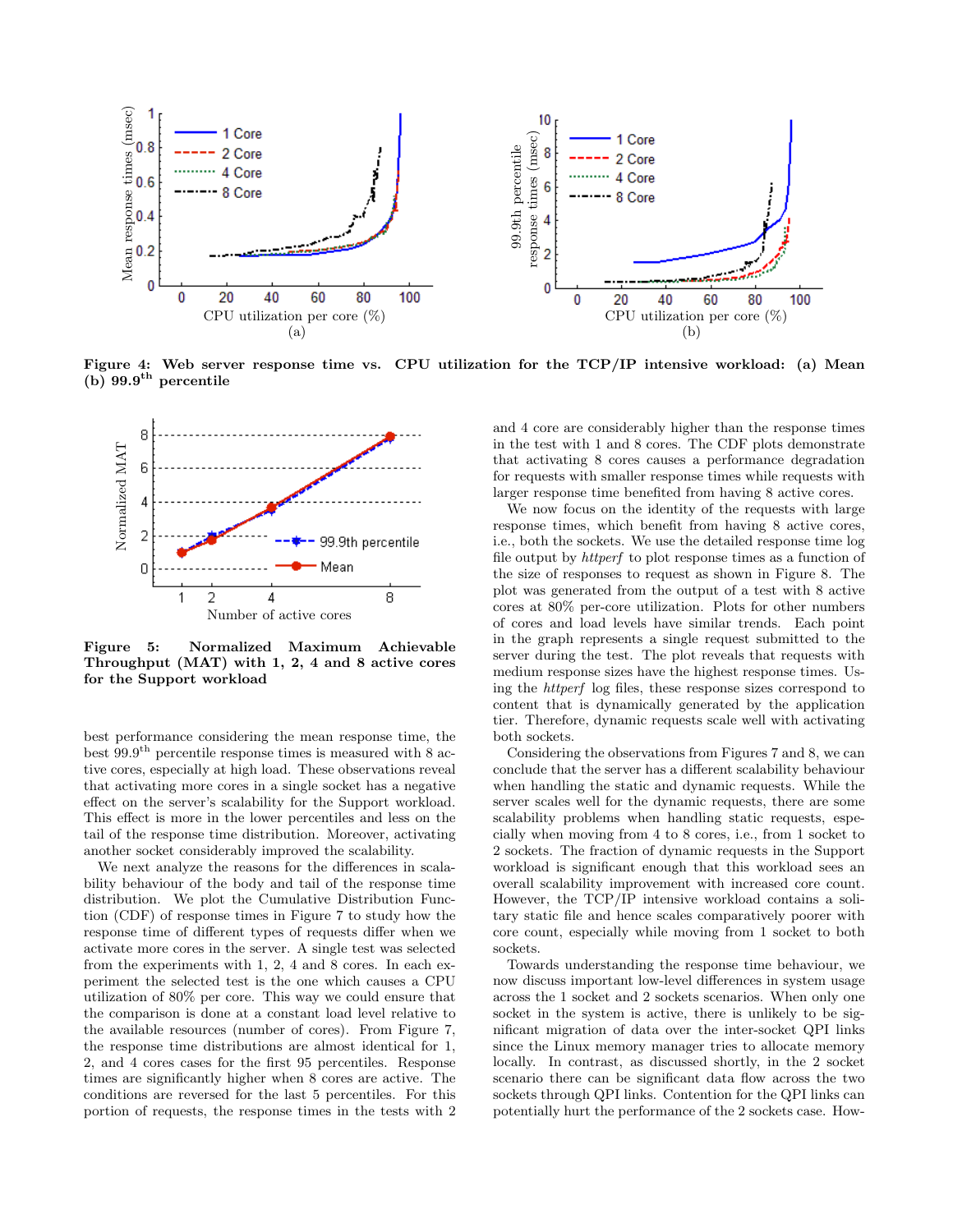**Figure 4: Web server response time vs. CPU utilization for the TCP/IP intensive workload: (a) Mean (b) 99.9$^{th}$ percentile**

**Figure 5: Normalized Maximum Achievable Throughput (MAT) with 1, 2, 4 and 8 active cores for the Support workload**

best performance considering the mean response time, the best 99.9$^{th}$ percentile response times is measured with 8 active cores, especially at high load. These observations reveal that activating more cores in a single socket has a negative effect on the server's scalability for the Support workload. This effect is more in the lower percentiles and less on the tail of the response time distribution. Moreover, activating another socket considerably improved the scalability.

We next analyze the reasons for the differences in scalability behaviour of the body and tail of the response time distribution. We plot the Cumulative Distribution Function (CDF) of response times in Figure 7 to study how the response time of different types of requests differ when we activate more cores in the server. A single test was selected from the experiments with 1, 2, 4 and 8 cores. In each experiment the selected test is the one which causes a CPU utilization of 80% per core. This way we could ensure that the comparison is done at a constant load level relative to the available resources (number of cores). From Figure 7, the response time distributions are almost identical for 1, 2, and 4 cores cases for the first 95 percentiles. Response times are significantly higher when 8 cores are active. The conditions are reversed for the last 5 percentiles. For this portion of requests, the response times in the tests with 2 and 4 core are considerably higher than the response times in the test with 1 and 8 cores. The CDF plots demonstrate that activating 8 cores causes a performance degradation for requests with smaller response times while requests with larger response time benefited from having 8 active cores.

We now focus on the identity of the requests with large response times, which benefit from having 8 active cores, i.e., both the sockets. We use the detailed response time log file output by *httperf* to plot response times as a function of the size of responses to request as shown in Figure 8. The plot was generated from the output of a test with 8 active cores at 80% per-core utilization. Plots for other numbers of cores and load levels have similar trends. Each point in the graph represents a single request submitted to the server during the test. The plot reveals that requests with medium response sizes have the highest response times. Using the *httperf* log files, these response sizes correspond to content that is dynamically generated by the application tier. Therefore, dynamic requests scale well with activating both sockets.

Considering the observations from Figures 7 and 8, we can conclude that the server has a different scalability behaviour when handling the static and dynamic requests. While the server scales well for the dynamic requests, there are some scalability problems when handling static requests, especially when moving from 4 to 8 cores, i.e., from 1 socket to 2 sockets. The fraction of dynamic requests in the Support workload is significant enough that this workload sees an overall scalability improvement with increased core count. However, the TCP/IP intensive workload contains a solitary static file and hence scales comparatively poorer with core count, especially while moving from 1 socket to both sockets.

Towards understanding the response time behaviour, we now discuss important low-level differences in system usage across the 1 socket and 2 sockets scenarios. When only one socket in the system is active, there is unlikely to be significant migration of data over the inter-socket QPI links since the Linux memory manager tries to allocate memory locally. In contrast, as discussed shortly, in the 2 socket scenario there can be significant data flow across the two sockets through QPI links. Contention for the QPI links can potentially hurt the performance of the 2 sockets case. How-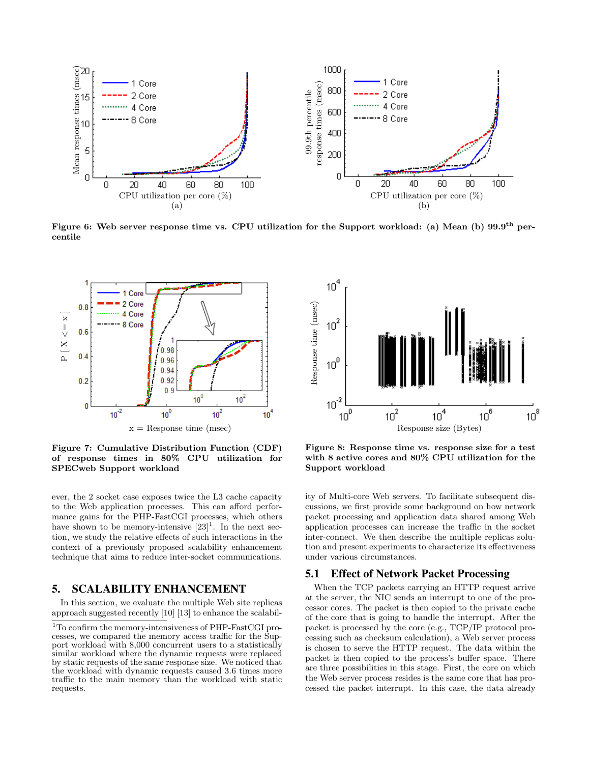Figure 6: Web server response time vs. CPU utilization for the Support workload: (a) Mean (b) 99.9[th] percentile

Figure 7: Cumulative Distribution Function (CDF) of response times in 80% CPU utilization for SPECweb Support workload

Figure 8: Response time vs. response size for a test with 8 active cores and 80% CPU utilization for the Support workload

ever, the 2 socket case exposes twice the L3 cache capacity to the Web application processes. This can afford performance gains for the PHP-FastCGI processes, which others have shown to be memory-intensive [23][1]. In the next section, we study the relative effects of such interactions in the context of a previously proposed scalability enhancement technique that aims to reduce inter-socket communications.

## 5. SCALABILITY ENHANCEMENT

In this section, we evaluate the multiple Web site replicas approach suggested recently [10] [13] to enhance the scalability of Multi-core Web servers. To facilitate subsequent discussions, we first provide some background on how network packet processing and application data shared among Web application processes can increase the traffic in the socket inter-connect. We then describe the multiple replicas solution and present experiments to characterize its effectiveness under various circumstances.

### 5.1 Effect of Network Packet Processing

When the TCP packets carrying an HTTP request arrive at the server, the NIC sends an interrupt to one of the processor cores. The packet is then copied to the private cache of the core that is going to handle the interrupt. After the packet is processed by the core (e.g., TCP/IP protocol processing such as checksum calculation), a Web server process is chosen to serve the HTTP request. The data within the packet is then copied to the process's buffer space. There are three possibilities in this stage. First, the core on which the Web server process resides is the same core that has processed the packet interrupt. In this case, the data already

[1] To confirm the memory-intensiveness of PHP-FastCGI processes, we compared the memory access traffic for the Support workload with 8,000 concurrent users to a statistically similar workload where the dynamic requests were replaced by static requests of the same response size. We noticed that the workload with dynamic requests caused 3.6 times more traffic to the main memory than the workload with static requests.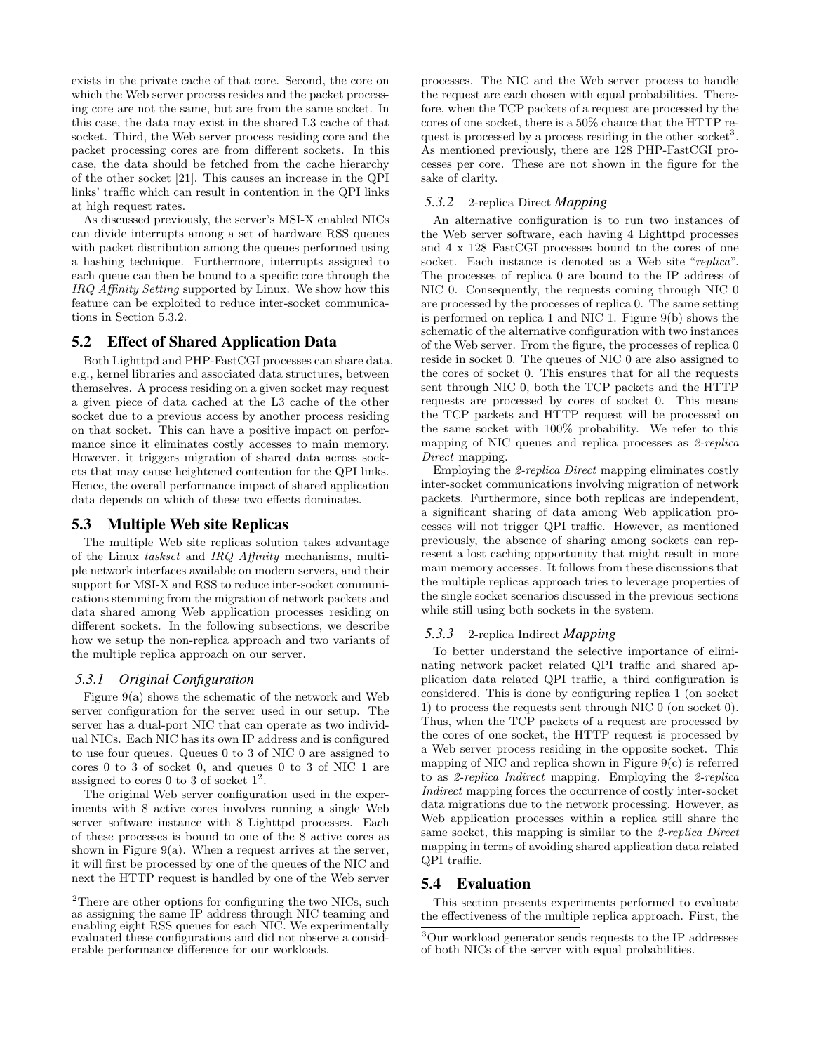exists in the private cache of that core. Second, the core on which the Web server process resides and the packet processing core are not the same, but are from the same socket. In this case, the data may exist in the shared L3 cache of that socket. Third, the Web server process residing core and the packet processing cores are from different sockets. In this case, the data should be fetched from the cache hierarchy of the other socket [21]. This causes an increase in the QPI links' traffic which can result in contention in the QPI links at high request rates.

As discussed previously, the server's MSI-X enabled NICs can divide interrupts among a set of hardware RSS queues with packet distribution among the queues performed using a hashing technique. Furthermore, interrupts assigned to each queue can then be bound to a specific core through the *IRQ Affinity Setting* supported by Linux. We show how this feature can be exploited to reduce inter-socket communications in Section 5.3.2.

## 5.2 Effect of Shared Application Data

Both Lighttpd and PHP-FastCGI processes can share data, e.g., kernel libraries and associated data structures, between themselves. A process residing on a given socket may request a given piece of data cached at the L3 cache of the other socket due to a previous access by another process residing on that socket. This can have a positive impact on performance since it eliminates costly accesses to main memory. However, it triggers migration of shared data across sockets that may cause heightened contention for the QPI links. Hence, the overall performance impact of shared application data depends on which of these two effects dominates.

## 5.3 Multiple Web site Replicas

The multiple Web site replicas solution takes advantage of the Linux *taskset* and *IRQ Affinity* mechanisms, multiple network interfaces available on modern servers, and their support for MSI-X and RSS to reduce inter-socket communications stemming from the migration of network packets and data shared among Web application processes residing on different sockets. In the following subsections, we describe how we setup the non-replica approach and two variants of the multiple replica approach on our server.

### 5.3.1 Original Configuration

Figure 9(a) shows the schematic of the network and Web server configuration for the server used in our setup. The server has a dual-port NIC that can operate as two individual NICs. Each NIC has its own IP address and is configured to use four queues. Queues 0 to 3 of NIC 0 are assigned to cores 0 to 3 of socket 0, and queues 0 to 3 of NIC 1 are assigned to cores 0 to 3 of socket 1[2].

The original Web server configuration used in the experiments with 8 active cores involves running a single Web server software instance with 8 Lighttpd processes. Each of these processes is bound to one of the 8 active cores as shown in Figure 9(a). When a request arrives at the server, it will first be processed by one of the queues of the NIC and next the HTTP request is handled by one of the Web server processes. The NIC and the Web server process to handle the request are each chosen with equal probabilities. Therefore, when the TCP packets of a request are processed by the cores of one socket, there is a 50% chance that the HTTP request is processed by a process residing in the other socket[3]. As mentioned previously, there are 128 PHP-FastCGI processes per core. These are not shown in the figure for the sake of clarity.

### 5.3.2 2-replica Direct *Mapping*

An alternative configuration is to run two instances of the Web server software, each having 4 Lighttpd processes and 4 x 128 FastCGI processes bound to the cores of one socket. Each instance is denoted as a Web site "*replica*". The processes of replica 0 are bound to the IP address of NIC 0. Consequently, the requests coming through NIC 0 are processed by the processes of replica 0. The same setting is performed on replica 1 and NIC 1. Figure 9(b) shows the schematic of the alternative configuration with two instances of the Web server. From the figure, the processes of replica 0 reside in socket 0. The queues of NIC 0 are also assigned to the cores of socket 0. This ensures that for all the requests sent through NIC 0, both the TCP packets and the HTTP requests are processed by cores of socket 0. This means the TCP packets and HTTP request will be processed on the same socket with 100% probability. We refer to this mapping of NIC queues and replica processes as *2-replica Direct* mapping.

Employing the *2-replica Direct* mapping eliminates costly inter-socket communications involving migration of network packets. Furthermore, since both replicas are independent, a significant sharing of data among Web application processes will not trigger QPI traffic. However, as mentioned previously, the absence of sharing among sockets can represent a lost caching opportunity that might result in more main memory accesses. It follows from these discussions that the multiple replicas approach tries to leverage properties of the single socket scenarios discussed in the previous sections while still using both sockets in the system.

### 5.3.3 2-replica Indirect *Mapping*

To better understand the selective importance of eliminating network packet related QPI traffic and shared application data related QPI traffic, a third configuration is considered. This is done by configuring replica 1 (on socket 1) to process the requests sent through NIC 0 (on socket 0). Thus, when the TCP packets of a request are processed by the cores of one socket, the HTTP request is processed by a Web server process residing in the opposite socket. This mapping of NIC and replica shown in Figure 9(c) is referred to as *2-replica Indirect* mapping. Employing the *2-replica Indirect* mapping forces the occurrence of costly inter-socket data migrations due to the network processing. However, as Web application processes within a replica still share the same socket, this mapping is similar to the *2-replica Direct* mapping in terms of avoiding shared application data related QPI traffic.

## 5.4 Evaluation

This section presents experiments performed to evaluate the effectiveness of the multiple replica approach. First, the

[2] There are other options for configuring the two NICs, such as assigning the same IP address through NIC teaming and enabling eight RSS queues for each NIC. We experimentally evaluated these configurations and did not observe a considerable performance difference for our workloads.

[3] Our workload generator sends requests to the IP addresses of both NICs of the server with equal probabilities.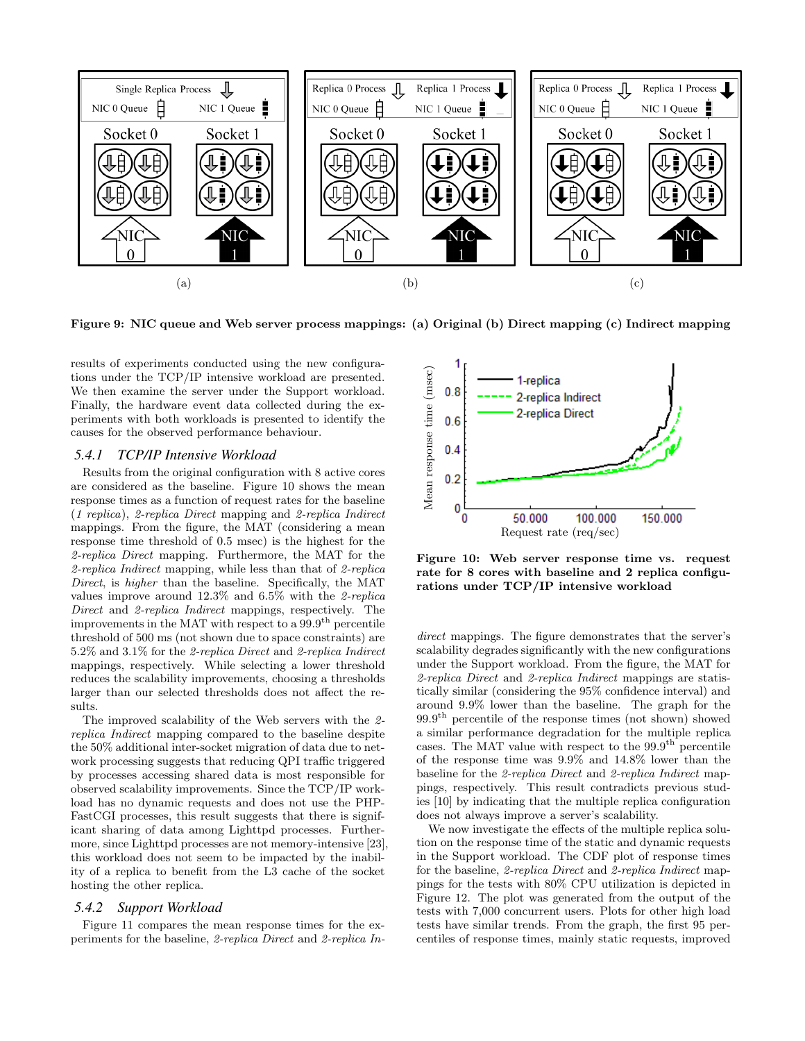Figure 9: NIC queue and Web server process mappings: (a) Original (b) Direct mapping (c) Indirect mapping

results of experiments conducted using the new configurations under the TCP/IP intensive workload are presented. We then examine the server under the Support workload. Finally, the hardware event data collected during the experiments with both workloads is presented to identify the causes for the observed performance behaviour.

### 5.4.1 TCP/IP Intensive Workload

Results from the original configuration with 8 active cores are considered as the baseline. Figure 10 shows the mean response times as a function of request rates for the baseline (*1 replica*), *2-replica Direct* mapping and *2-replica Indirect* mappings. From the figure, the MAT (considering a mean response time threshold of 0.5 msec) is the highest for the *2-replica Direct* mapping. Furthermore, the MAT for the *2-replica Indirect* mapping, while less than that of *2-replica Direct*, is *higher* than the baseline. Specifically, the MAT values improve around 12.3% and 6.5% with the *2-replica Direct* and *2-replica Indirect* mappings, respectively. The improvements in the MAT with respect to a 99.9$^{th}$ percentile threshold of 500 ms (not shown due to space constraints) are 5.2% and 3.1% for the *2-replica Direct* and *2-replica Indirect* mappings, respectively. While selecting a lower threshold reduces the scalability improvements, choosing a thresholds larger than our selected thresholds does not affect the results.

The improved scalability of the Web servers with the *2-replica Indirect* mapping compared to the baseline despite the 50% additional inter-socket migration of data due to network processing suggests that reducing QPI traffic triggered by processes accessing shared data is most responsible for observed scalability improvements. Since the TCP/IP workload has no dynamic requests and does not use the PHP-FastCGI processes, this result suggests that there is significant sharing of data among Lighttpd processes. Furthermore, since Lighttpd processes are not memory-intensive [23], this workload does not seem to be impacted by the inability of a replica to benefit from the L3 cache of the socket hosting the other replica.

### 5.4.2 Support Workload

Figure 11 compares the mean response times for the experiments for the baseline, *2-replica Direct* and *2-replica Indirect* mappings. The figure demonstrates that the server's scalability degrades significantly with the new configurations under the Support workload. From the figure, the MAT for *2-replica Direct* and *2-replica Indirect* mappings are statistically similar (considering the 95% confidence interval) and around 9.9% lower than the baseline. The graph for the 99.9$^{th}$ percentile of the response times (not shown) showed a similar performance degradation for the multiple replica cases. The MAT value with respect to the 99.9$^{th}$ percentile of the response time was 9.9% and 14.8% lower than the baseline for the *2-replica Direct* and *2-replica Indirect* mappings, respectively. This result contradicts previous studies [10] by indicating that the multiple replica configuration does not always improve a server's scalability.

Figure 10: Web server response time vs. request rate for 8 cores with baseline and 2 replica configurations under TCP/IP intensive workload

We now investigate the effects of the multiple replica solution on the response time of the static and dynamic requests in the Support workload. The CDF plot of response times for the baseline, *2-replica Direct* and *2-replica Indirect* mappings for the tests with 80% CPU utilization is depicted in Figure 12. The plot was generated from the output of the tests with 7,000 concurrent users. Plots for other high load tests have similar trends. From the graph, the first 95 percentiles of response times, mainly static requests, improved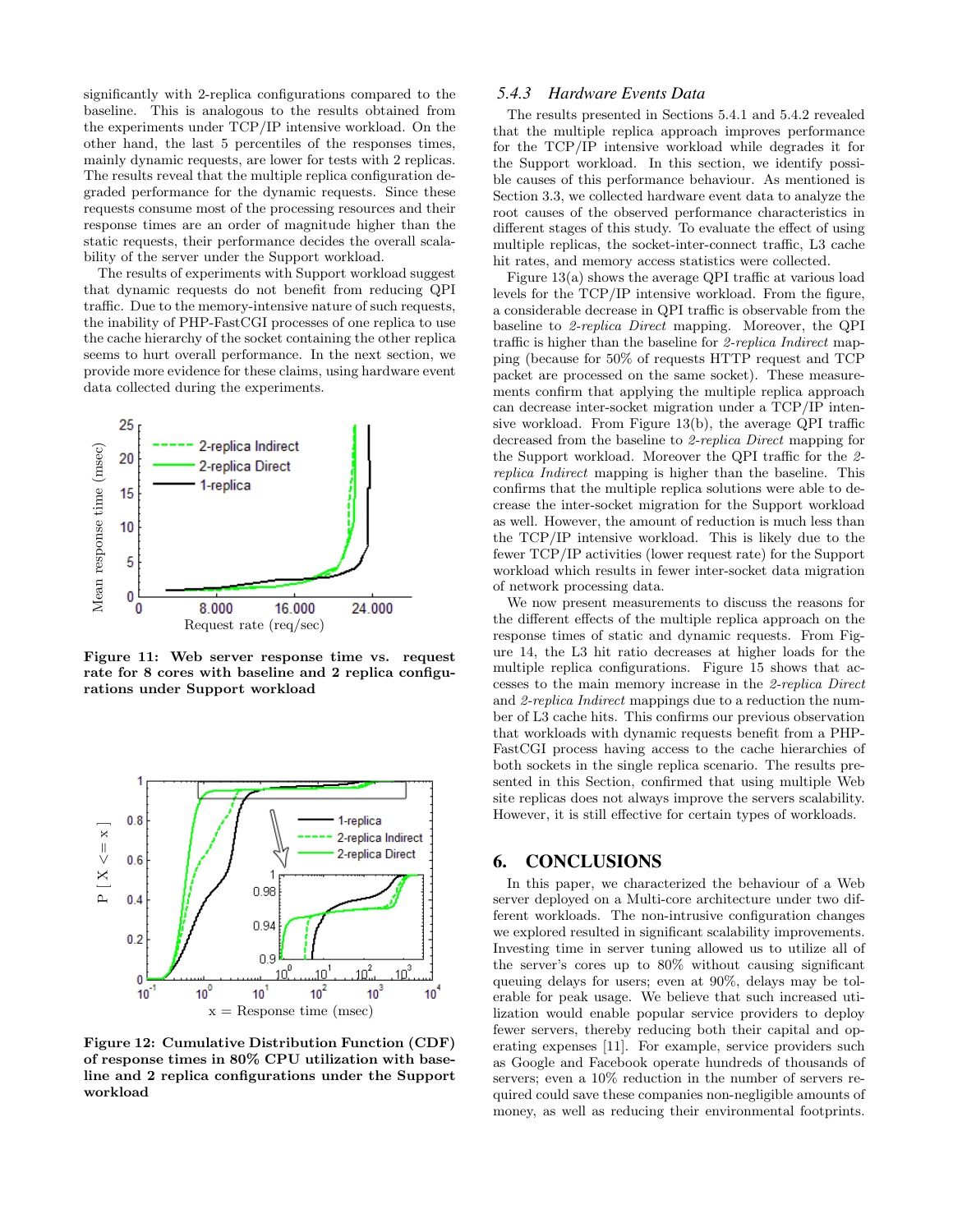significantly with 2-replica configurations compared to the baseline. This is analogous to the results obtained from the experiments under TCP/IP intensive workload. On the other hand, the last 5 percentiles of the responses times, mainly dynamic requests, are lower for tests with 2 replicas. The results reveal that the multiple replica configuration degraded performance for the dynamic requests. Since these requests consume most of the processing resources and their response times are an order of magnitude higher than the static requests, their performance decides the overall scalability of the server under the Support workload.

The results of experiments with Support workload suggest that dynamic requests do not benefit from reducing QPI traffic. Due to the memory-intensive nature of such requests, the inability of PHP-FastCGI processes of one replica to use the cache hierarchy of the socket containing the other replica seems to hurt overall performance. In the next section, we provide more evidence for these claims, using hardware event data collected during the experiments.

**Figure 11: Web server response time vs. request rate for 8 cores with baseline and 2 replica configurations under Support workload**

**Figure 12: Cumulative Distribution Function (CDF) of response times in 80% CPU utilization with baseline and 2 replica configurations under the Support workload**

### 5.4.3 Hardware Events Data

The results presented in Sections 5.4.1 and 5.4.2 revealed that the multiple replica approach improves performance for the TCP/IP intensive workload while degrades it for the Support workload. In this section, we identify possible causes of this performance behaviour. As mentioned is Section 3.3, we collected hardware event data to analyze the root causes of the observed performance characteristics in different stages of this study. To evaluate the effect of using multiple replicas, the socket-inter-connect traffic, L3 cache hit rates, and memory access statistics were collected.

Figure 13(a) shows the average QPI traffic at various load levels for the TCP/IP intensive workload. From the figure, a considerable decrease in QPI traffic is observable from the baseline to *2-replica Direct* mapping. Moreover, the QPI traffic is higher than the baseline for *2-replica Indirect* mapping (because for 50% of requests HTTP request and TCP packet are processed on the same socket). These measurements confirm that applying the multiple replica approach can decrease inter-socket migration under a TCP/IP intensive workload. From Figure 13(b), the average QPI traffic decreased from the baseline to *2-replica Direct* mapping for the Support workload. Moreover the QPI traffic for the *2-replica Indirect* mapping is higher than the baseline. This confirms that the multiple replica solutions were able to decrease the inter-socket migration for the Support workload as well. However, the amount of reduction is much less than the TCP/IP intensive workload. This is likely due to the fewer TCP/IP activities (lower request rate) for the Support workload which results in fewer inter-socket data migration of network processing data.

We now present measurements to discuss the reasons for the different effects of the multiple replica approach on the response times of static and dynamic requests. From Figure 14, the L3 hit ratio decreases at higher loads for the multiple replica configurations. Figure 15 shows that accesses to the main memory increase in the *2-replica Direct* and *2-replica Indirect* mappings due to a reduction the number of L3 cache hits. This confirms our previous observation that workloads with dynamic requests benefit from a PHP-FastCGI process having access to the cache hierarchies of both sockets in the single replica scenario. The results presented in this Section, confirmed that using multiple Web site replicas does not always improve the servers scalability. However, it is still effective for certain types of workloads.

## 6. CONCLUSIONS

In this paper, we characterized the behaviour of a Web server deployed on a Multi-core architecture under two different workloads. The non-intrusive configuration changes we explored resulted in significant scalability improvements. Investing time in server tuning allowed us to utilize all of the server's cores up to 80% without causing significant queuing delays for users; even at 90%, delays may be tolerable for peak usage. We believe that such increased utilization would enable popular service providers to deploy fewer servers, thereby reducing both their capital and operating expenses [11]. For example, service providers such as Google and Facebook operate hundreds of thousands of servers; even a 10% reduction in the number of servers required could save these companies non-negligible amounts of money, as well as reducing their environmental footprints.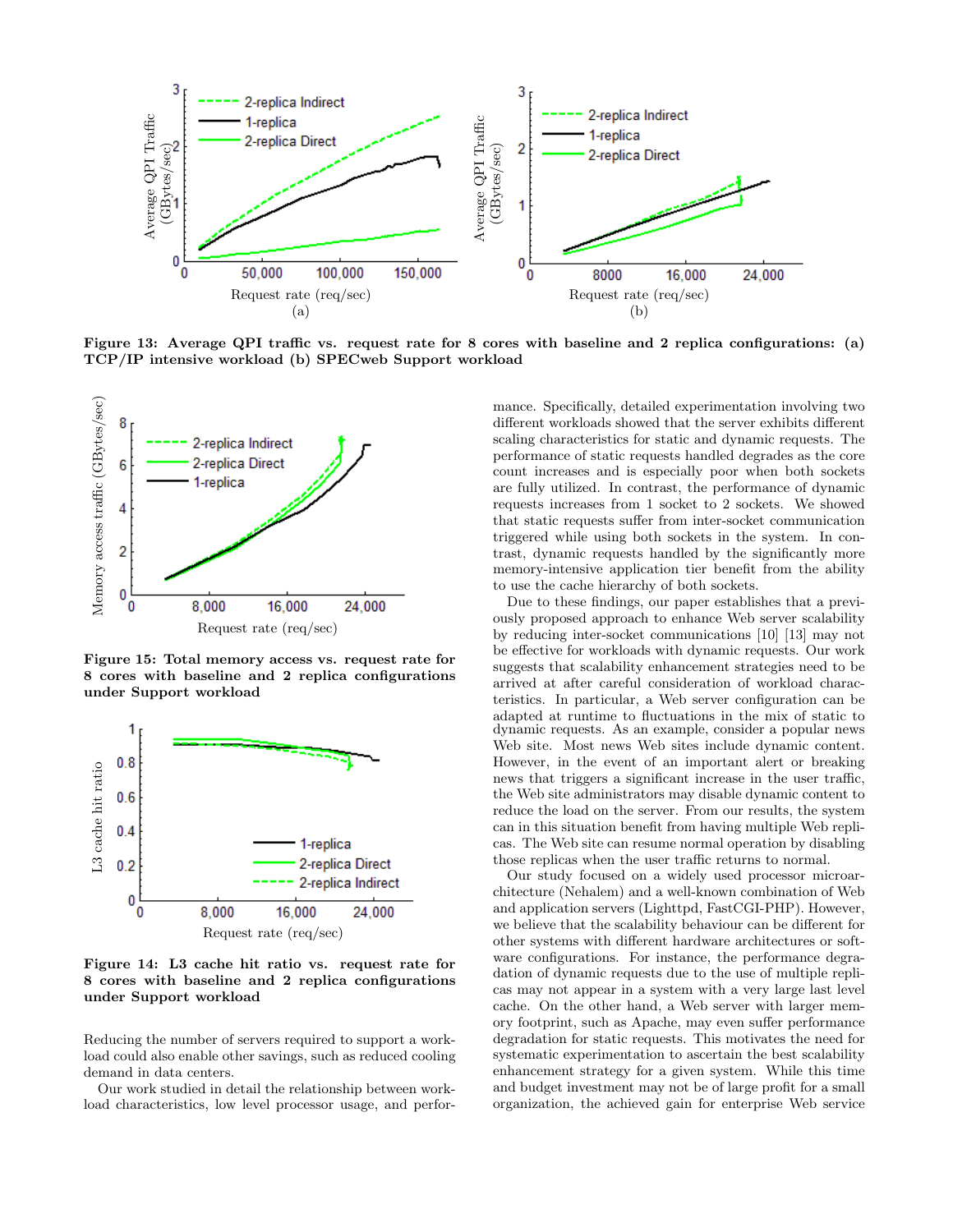Figure 13: Average QPI traffic vs. request rate for 8 cores with baseline and 2 replica configurations: (a) TCP/IP intensive workload (b) SPECweb Support workload

Figure 15: Total memory access vs. request rate for 8 cores with baseline and 2 replica configurations under Support workload

Figure 14: L3 cache hit ratio vs. request rate for 8 cores with baseline and 2 replica configurations under Support workload

Reducing the number of servers required to support a workload could also enable other savings, such as reduced cooling demand in data centers.

Our work studied in detail the relationship between workload characteristics, low level processor usage, and performance. Specifically, detailed experimentation involving two different workloads showed that the server exhibits different scaling characteristics for static and dynamic requests. The performance of static requests handled degrades as the core count increases and is especially poor when both sockets are fully utilized. In contrast, the performance of dynamic requests increases from 1 socket to 2 sockets. We showed that static requests suffer from inter-socket communication triggered while using both sockets in the system. In contrast, dynamic requests handled by the significantly more memory-intensive application tier benefit from the ability to use the cache hierarchy of both sockets.

Due to these findings, our paper establishes that a previously proposed approach to enhance Web server scalability by reducing inter-socket communications [10] [13] may not be effective for workloads with dynamic requests. Our work suggests that scalability enhancement strategies need to be arrived at after careful consideration of workload characteristics. In particular, a Web server configuration can be adapted at runtime to fluctuations in the mix of static to dynamic requests. As an example, consider a popular news Web site. Most news Web sites include dynamic content. However, in the event of an important alert or breaking news that triggers a significant increase in the user traffic, the Web site administrators may disable dynamic content to reduce the load on the server. From our results, the system can in this situation benefit from having multiple Web replicas. The Web site can resume normal operation by disabling those replicas when the user traffic returns to normal.

Our study focused on a widely used processor microarchitecture (Nehalem) and a well-known combination of Web and application servers (Lighttpd, FastCGI-PHP). However, we believe that the scalability behaviour can be different for other systems with different hardware architectures or software configurations. For instance, the performance degradation of dynamic requests due to the use of multiple replicas may not appear in a system with a very large last level cache. On the other hand, a Web server with larger memory footprint, such as Apache, may even suffer performance degradation for static requests. This motivates the need for systematic experimentation to ascertain the best scalability enhancement strategy for a given system. While this time and budget investment may not be of large profit for a small organization, the achieved gain for enterprise Web service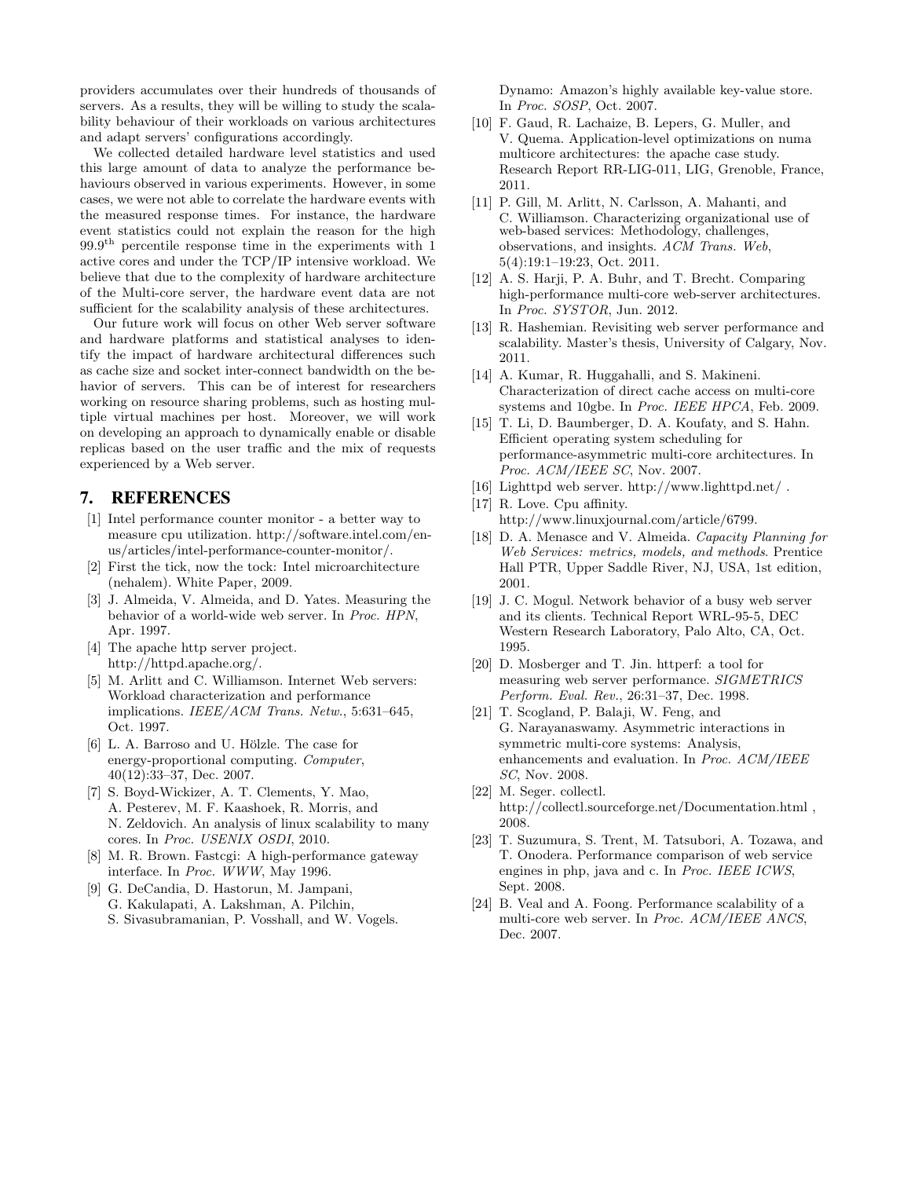providers accumulates over their hundreds of thousands of servers. As a results, they will be willing to study the scalability behaviour of their workloads on various architectures and adapt servers' configurations accordingly.

We collected detailed hardware level statistics and used this large amount of data to analyze the performance behaviours observed in various experiments. However, in some cases, we were not able to correlate the hardware events with the measured response times. For instance, the hardware event statistics could not explain the reason for the high $99.9^{\text{th}}$ percentile response time in the experiments with 1 active cores and under the TCP/IP intensive workload. We believe that due to the complexity of hardware architecture of the Multi-core server, the hardware event data are not sufficient for the scalability analysis of these architectures.

Our future work will focus on other Web server software and hardware platforms and statistical analyses to identify the impact of hardware architectural differences such as cache size and socket inter-connect bandwidth on the behavior of servers. This can be of interest for researchers working on resource sharing problems, such as hosting multiple virtual machines per host. Moreover, we will work on developing an approach to dynamically enable or disable replicas based on the user traffic and the mix of requests experienced by a Web server.

## 7. REFERENCES

[1] Intel performance counter monitor - a better way to measure cpu utilization. http://software.intel.com/en-us/articles/intel-performance-counter-monitor/.

[2] First the tick, now the tock: Intel microarchitecture (nehalem). White Paper, 2009.

[3] J. Almeida, V. Almeida, and D. Yates. Measuring the behavior of a world-wide web server. In *Proc. HPN*, Apr. 1997.

[4] The apache http server project. http://httpd.apache.org/.

[5] M. Arlitt and C. Williamson. Internet Web servers: Workload characterization and performance implications. *IEEE/ACM Trans. Netw.*, 5:631–645, Oct. 1997.

[6] L. A. Barroso and U. Hölzle. The case for energy-proportional computing. *Computer*, 40(12):33–37, Dec. 2007.

[7] S. Boyd-Wickizer, A. T. Clements, Y. Mao, A. Pesterev, M. F. Kaashoek, R. Morris, and N. Zeldovich. An analysis of linux scalability to many cores. In *Proc. USENIX OSDI*, 2010.

[8] M. R. Brown. Fastcgi: A high-performance gateway interface. In *Proc. WWW*, May 1996.

[9] G. DeCandia, D. Hastorun, M. Jampani, G. Kakulapati, A. Lakshman, A. Pilchin, S. Sivasubramanian, P. Vosshall, and W. Vogels. Dynamo: Amazon's highly available key-value store. In *Proc. SOSP*, Oct. 2007.

[10] F. Gaud, R. Lachaize, B. Lepers, G. Muller, and V. Quema. Application-level optimizations on numa multicore architectures: the apache case study. Research Report RR-LIG-011, LIG, Grenoble, France, 2011.

[11] P. Gill, M. Arlitt, N. Carlsson, A. Mahanti, and C. Williamson. Characterizing organizational use of web-based services: Methodology, challenges, observations, and insights. *ACM Trans. Web*, 5(4):19:1–19:23, Oct. 2011.

[12] A. S. Harji, P. A. Buhr, and T. Brecht. Comparing high-performance multi-core web-server architectures. In *Proc. SYSTOR*, Jun. 2012.

[13] R. Hashemian. Revisiting web server performance and scalability. Master's thesis, University of Calgary, Nov. 2011.

[14] A. Kumar, R. Huggahalli, and S. Makineni. Characterization of direct cache access on multi-core systems and 10gbe. In *Proc. IEEE HPCA*, Feb. 2009.

[15] T. Li, D. Baumberger, D. A. Koufaty, and S. Hahn. Efficient operating system scheduling for performance-asymmetric multi-core architectures. In *Proc. ACM/IEEE SC*, Nov. 2007.

[16] Lighttpd web server. http://www.lighttpd.net/ .

[17] R. Love. Cpu affinity. http://www.linuxjournal.com/article/6799.

[18] D. A. Menasce and V. Almeida. *Capacity Planning for Web Services: metrics, models, and methods*. Prentice Hall PTR, Upper Saddle River, NJ, USA, 1st edition, 2001.

[19] J. C. Mogul. Network behavior of a busy web server and its clients. Technical Report WRL-95-5, DEC Western Research Laboratory, Palo Alto, CA, Oct. 1995.

[20] D. Mosberger and T. Jin. httperf: a tool for measuring web server performance. *SIGMETRICS Perform. Eval. Rev.*, 26:31–37, Dec. 1998.

[21] T. Scogland, P. Balaji, W. Feng, and G. Narayanaswamy. Asymmetric interactions in symmetric multi-core systems: Analysis, enhancements and evaluation. In *Proc. ACM/IEEE SC*, Nov. 2008.

[22] M. Seger. collectl. http://collectl.sourceforge.net/Documentation.html , 2008.

[23] T. Suzumura, S. Trent, M. Tatsubori, A. Tozawa, and T. Onodera. Performance comparison of web service engines in php, java and c. In *Proc. IEEE ICWS*, Sept. 2008.

[24] B. Veal and A. Foong. Performance scalability of a multi-core web server. In *Proc. ACM/IEEE ANCS*, Dec. 2007.